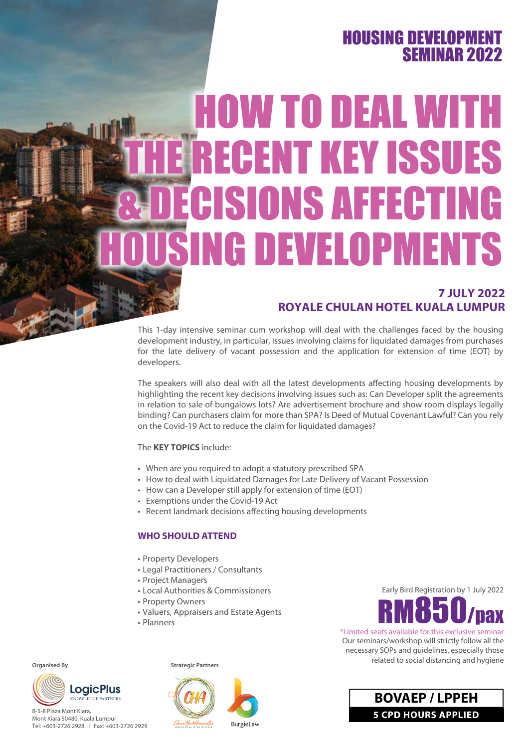## HOUSING DEVELOPMENT SEMINAR 2022

# HOW TO DEAL WITH THE RECENT KEY ISSUES & DECISIONS AFFECTING HOUSING DEVELOPMENTS

### 7 JULY 2022
### ROYALE CHULAN HOTEL KUALA LUMPUR

This 1-day intensive seminar cum workshop will deal with the challenges faced by the housing development industry, in particular, issues involving claims for liquidated damages from purchases for the late delivery of vacant possession and the application for extension of time (EOT) by developers.

The speakers will also deal with all the latest developments affecting housing developments by highlighting the recent key decisions involving issues such as: Can Developer split the agreements in relation to sale of bungalows lots? Are advertisement brochure and show room displays legally binding? Can purchasers claim for more than SPA? Is Deed of Mutual Covenant Lawful? Can you rely on the Covid-19 Act to reduce the claim for liquidated damages?

The **KEY TOPICS** include:

- When are you required to adopt a statutory prescribed SPA
- How to deal with Liquidated Damages for Late Delivery of Vacant Possession
- How can a Developer still apply for extension of time (EOT)
- Exemptions under the Covid-19 Act
- Recent landmark decisions affecting housing developments

### WHO SHOULD ATTEND

- Property Developers
- Legal Practitioners / Consultants
- Project Managers
- Local Authorities & Commissioners
- Property Owners
- Valuers, Appraisers and Estate Agents
- Planners

Early Bird Registration by 1 July 2022

**RM850/pax**

*Limited seats available for this exclusive seminar

Our seminars/workshop will strictly follow all the necessary SOPs and guidelines, especially those related to social distancing and hygiene

**Organised By**

LogicPlus KNOWLEDGE PARTNERS

B-5-8 Plaza Mont Kiara,
Mont Kiara 50480, Kuala Lumpur
Tel: +603-2726 2928 | Fax: +603-2726 2929

**Strategic Partners**

Chee Hoe & Associates

BurgieLaw

**BOVAEP / LPPEH**

**5 CPD HOURS APPLIED**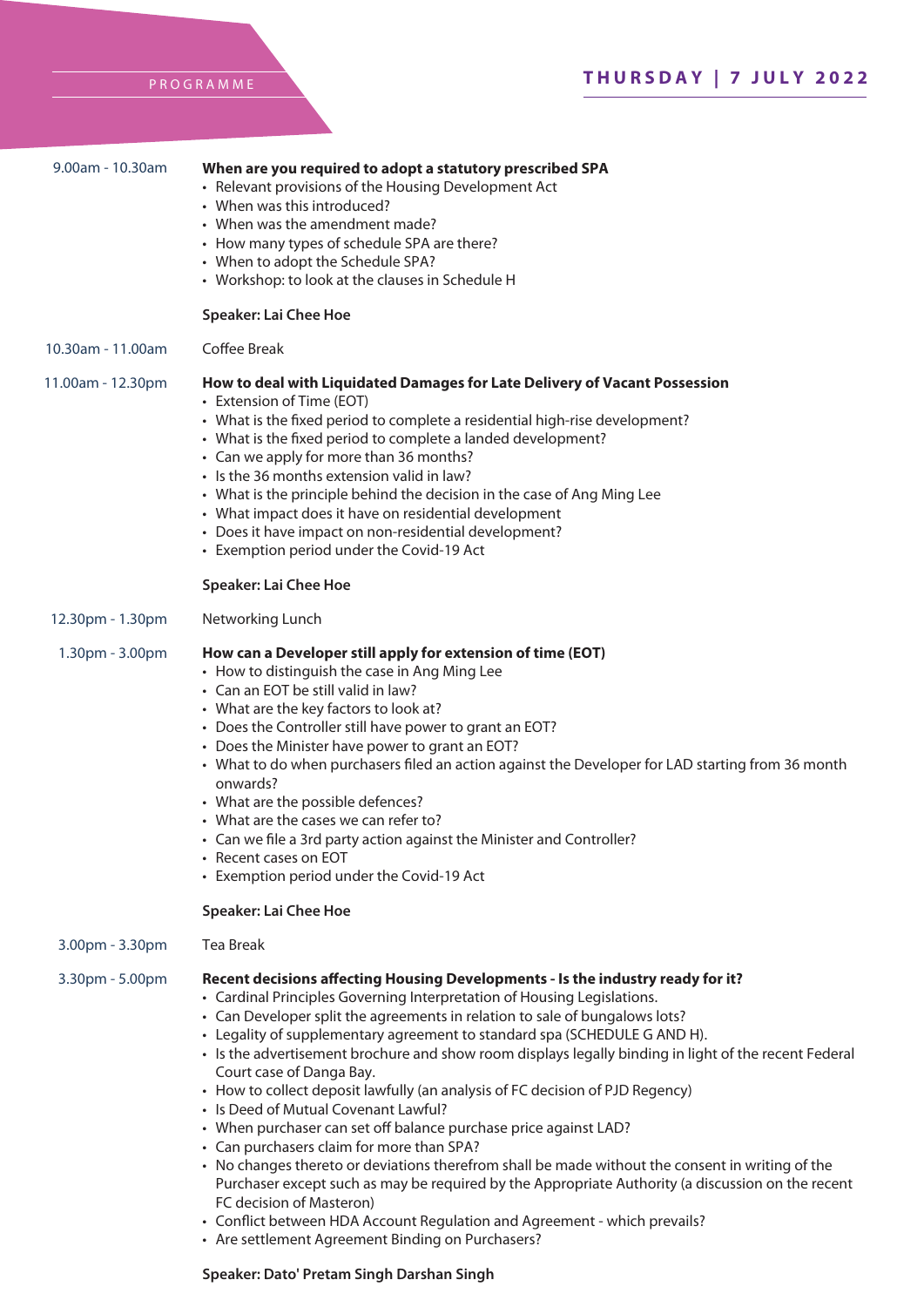PROGRAMME

## THURSDAY | 7 JULY 2022

**9.00am - 10.30am**

**When are you required to adopt a statutory prescribed SPA**
- Relevant provisions of the Housing Development Act
- When was this introduced?
- When was the amendment made?
- How many types of schedule SPA are there?
- When to adopt the Schedule SPA?
- Workshop: to look at the clauses in Schedule H

**Speaker: Lai Chee Hoe**

**10.30am - 11.00am**

Coffee Break

**11.00am - 12.30pm**

**How to deal with Liquidated Damages for Late Delivery of Vacant Possession**
- Extension of Time (EOT)
- What is the fixed period to complete a residential high-rise development?
- What is the fixed period to complete a landed development?
- Can we apply for more than 36 months?
- Is the 36 months extension valid in law?
- What is the principle behind the decision in the case of Ang Ming Lee
- What impact does it have on residential development
- Does it have impact on non-residential development?
- Exemption period under the Covid-19 Act

**Speaker: Lai Chee Hoe**

**12.30pm - 1.30pm**

Networking Lunch

**1.30pm - 3.00pm**

**How can a Developer still apply for extension of time (EOT)**
- How to distinguish the case in Ang Ming Lee
- Can an EOT be still valid in law?
- What are the key factors to look at?
- Does the Controller still have power to grant an EOT?
- Does the Minister have power to grant an EOT?
- What to do when purchasers filed an action against the Developer for LAD starting from 36 month onwards?
- What are the possible defences?
- What are the cases we can refer to?
- Can we file a 3rd party action against the Minister and Controller?
- Recent cases on EOT
- Exemption period under the Covid-19 Act

**Speaker: Lai Chee Hoe**

**3.00pm - 3.30pm**

Tea Break

**3.30pm - 5.00pm**

**Recent decisions affecting Housing Developments - Is the industry ready for it?**
- Cardinal Principles Governing Interpretation of Housing Legislations.
- Can Developer split the agreements in relation to sale of bungalows lots?
- Legality of supplementary agreement to standard spa (SCHEDULE G AND H).
- Is the advertisement brochure and show room displays legally binding in light of the recent Federal Court case of Danga Bay.
- How to collect deposit lawfully (an analysis of FC decision of PJD Regency)
- Is Deed of Mutual Covenant Lawful?
- When purchaser can set off balance purchase price against LAD?
- Can purchasers claim for more than SPA?
- No changes thereto or deviations therefrom shall be made without the consent in writing of the Purchaser except such as may be required by the Appropriate Authority (a discussion on the recent FC decision of Masteron)
- Conflict between HDA Account Regulation and Agreement - which prevails?
- Are settlement Agreement Binding on Purchasers?

**Speaker: Dato' Pretam Singh Darshan Singh**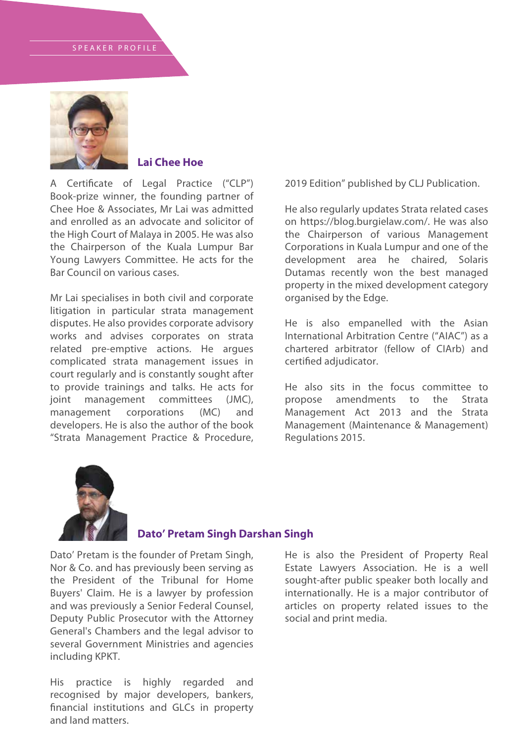SPEAKER PROFILE

## Lai Chee Hoe

A Certificate of Legal Practice ("CLP") Book-prize winner, the founding partner of Chee Hoe & Associates, Mr Lai was admitted and enrolled as an advocate and solicitor of the High Court of Malaya in 2005. He was also the Chairperson of the Kuala Lumpur Bar Young Lawyers Committee. He acts for the Bar Council on various cases.

Mr Lai specialises in both civil and corporate litigation in particular strata management disputes. He also provides corporate advisory works and advises corporates on strata related pre-emptive actions. He argues complicated strata management issues in court regularly and is constantly sought after to provide trainings and talks. He acts for joint management committees (JMC), management corporations (MC) and developers. He is also the author of the book "Strata Management Practice & Procedure, 2019 Edition" published by CLJ Publication.

He also regularly updates Strata related cases on https://blog.burgielaw.com/. He was also the Chairperson of various Management Corporations in Kuala Lumpur and one of the development area he chaired, Solaris Dutamas recently won the best managed property in the mixed development category organised by the Edge.

He is also empanelled with the Asian International Arbitration Centre ("AIAC") as a chartered arbitrator (fellow of CIArb) and certified adjudicator.

He also sits in the focus committee to propose amendments to the Strata Management Act 2013 and the Strata Management (Maintenance & Management) Regulations 2015.

## Dato' Pretam Singh Darshan Singh

Dato' Pretam is the founder of Pretam Singh, Nor & Co. and has previously been serving as the President of the Tribunal for Home Buyers' Claim. He is a lawyer by profession and was previously a Senior Federal Counsel, Deputy Public Prosecutor with the Attorney General's Chambers and the legal advisor to several Government Ministries and agencies including KPKT.

His practice is highly regarded and recognised by major developers, bankers, financial institutions and GLCs in property and land matters.

He is also the President of Property Real Estate Lawyers Association. He is a well sought-after public speaker both locally and internationally. He is a major contributor of articles on property related issues to the social and print media.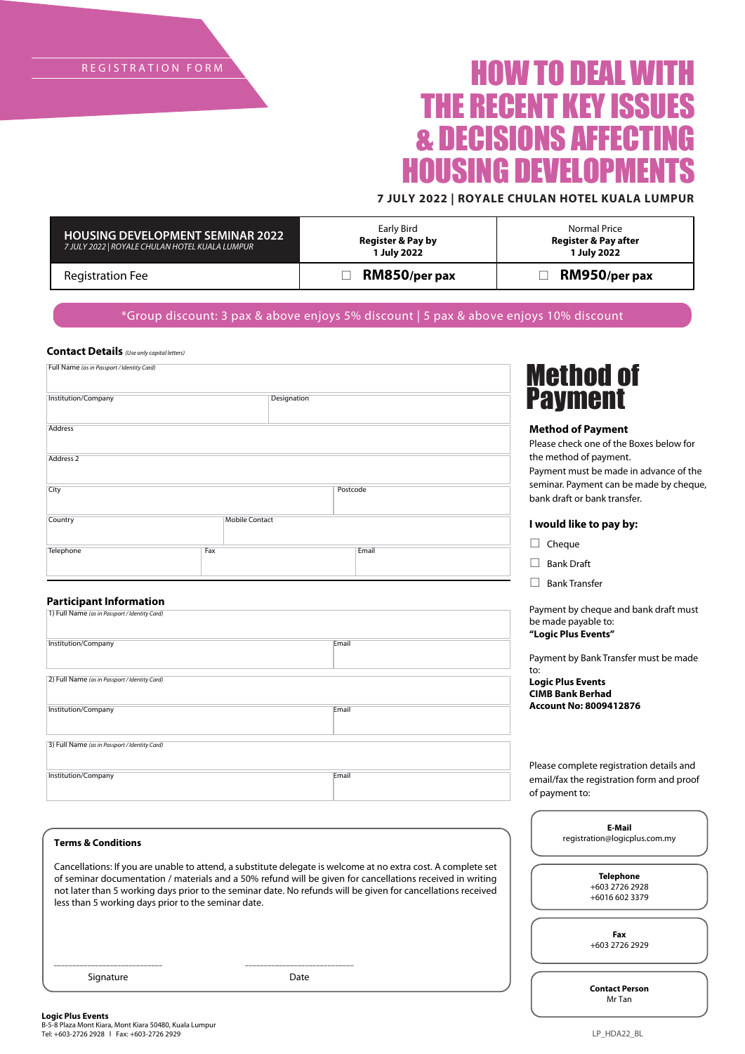REGISTRATION FORM

# HOW TO DEAL WITH THE RECENT KEY ISSUES & DECISIONS AFFECTING HOUSING DEVELOPMENTS

**7 JULY 2022 | ROYALE CHULAN HOTEL KUALA LUMPUR**

| **HOUSING DEVELOPMENT SEMINAR 2022** *7 JULY 2022 \| ROYALE CHULAN HOTEL KUALA LUMPUR* | Early Bird **Register & Pay by 1 July 2022** | Normal Price **Register & Pay after 1 July 2022** |
|---|---|---|
| Registration Fee | ☐ **RM850/per pax** | ☐ **RM950/per pax** |

*Group discount: 3 pax & above enjoys 5% discount | 5 pax & above enjoys 10% discount

### Contact Details *(Use only capital letters)*

| | | |
|---|---|---|
| Full Name *(as in Passport / Identity Card)* | | |
| Institution/Company | Designation | |
| Address | | |
| Address 2 | | |
| City | Postcode | |
| Country | Mobile Contact | |
| Telephone | Fax | Email |

### Participant Information

| | |
|---|---|
| 1) Full Name *(as in Passport / Identity Card)* | |
| Institution/Company | Email |
| 2) Full Name *(as in Passport / Identity Card)* | |
| Institution/Company | Email |
| 3) Full Name *(as in Passport / Identity Card)* | |
| Institution/Company | Email |

### Terms & Conditions

Cancellations: If you are unable to attend, a substitute delegate is welcome at no extra cost. A complete set of seminar documentation / materials and a 50% refund will be given for cancellations received in writing not later than 5 working days prior to the seminar date. No refunds will be given for cancellations received less than 5 working days prior to the seminar date.

\_\_\_\_\_\_\_\_\_\_\_\_\_\_\_\_\_\_\_\_ Signature

\_\_\_\_\_\_\_\_\_\_\_\_\_\_\_\_\_\_\_\_ Date

# Method of Payment

### Method of Payment

Please check one of the Boxes below for the method of payment.
Payment must be made in advance of the seminar. Payment can be made by cheque, bank draft or bank transfer.

### I would like to pay by:

- ☐ Cheque
- ☐ Bank Draft
- ☐ Bank Transfer

Payment by cheque and bank draft must be made payable to:
**"Logic Plus Events"**

Payment by Bank Transfer must be made to:
**Logic Plus Events**
**CIMB Bank Berhad**
**Account No: 8009412876**

Please complete registration details and email/fax the registration form and proof of payment to:

**E-Mail**
registration@logicplus.com.my

**Telephone**
+603 2726 2928
+6016 602 3379

**Fax**
+603 2726 2929

**Contact Person**
Mr Tan

**Logic Plus Events**
B-5-8 Plaza Mont Kiara, Mont Kiara 50480, Kuala Lumpur
Tel: +603-2726 2928 | Fax: +603-2726 2929

LP_HDA22_BL